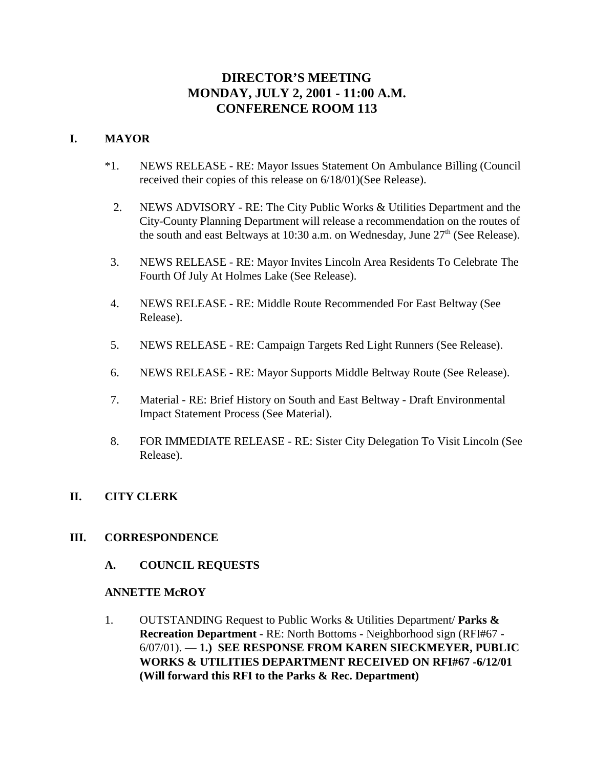# DIRECTOR'S MEETING
# MONDAY, JULY 2, 2001 - 11:00 A.M.
# CONFERENCE ROOM 113

## I. MAYOR

*1. NEWS RELEASE - RE: Mayor Issues Statement On Ambulance Billing (Council received their copies of this release on 6/18/01)(See Release).

2. NEWS ADVISORY - RE: The City Public Works & Utilities Department and the City-County Planning Department will release a recommendation on the routes of the south and east Beltways at 10:30 a.m. on Wednesday, June 27th (See Release).

3. NEWS RELEASE - RE: Mayor Invites Lincoln Area Residents To Celebrate The Fourth Of July At Holmes Lake (See Release).

4. NEWS RELEASE - RE: Middle Route Recommended For East Beltway (See Release).

5. NEWS RELEASE - RE: Campaign Targets Red Light Runners (See Release).

6. NEWS RELEASE - RE: Mayor Supports Middle Beltway Route (See Release).

7. Material - RE: Brief History on South and East Beltway - Draft Environmental Impact Statement Process (See Material).

8. FOR IMMEDIATE RELEASE - RE: Sister City Delegation To Visit Lincoln (See Release).

## II. CITY CLERK

## III. CORRESPONDENCE

### A. COUNCIL REQUESTS

**ANNETTE McROY**

1. OUTSTANDING Request to Public Works & Utilities Department/ **Parks & Recreation Department** - RE: North Bottoms - Neighborhood sign (RFI#67 - 6/07/01). — **1.) SEE RESPONSE FROM KAREN SIECKMEYER, PUBLIC WORKS & UTILITIES DEPARTMENT RECEIVED ON RFI#67 -6/12/01 (Will forward this RFI to the Parks & Rec. Department)**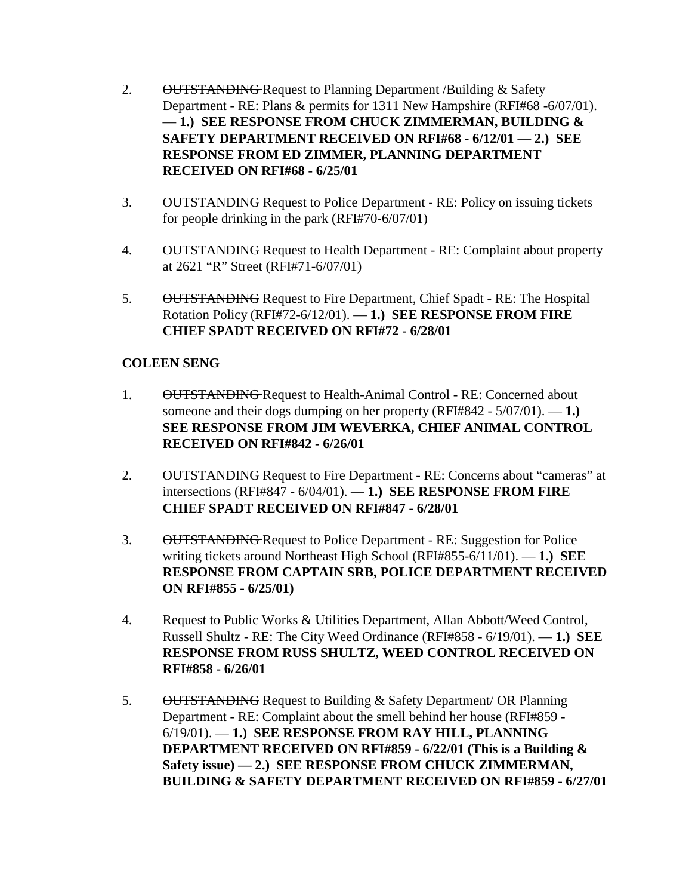2. ~~OUTSTANDING~~ Request to Planning Department /Building & Safety Department - RE: Plans & permits for 1311 New Hampshire (RFI#68 -6/07/01). — **1.) SEE RESPONSE FROM CHUCK ZIMMERMAN, BUILDING & SAFETY DEPARTMENT RECEIVED ON RFI#68 - 6/12/01** — **2.) SEE RESPONSE FROM ED ZIMMER, PLANNING DEPARTMENT RECEIVED ON RFI#68 - 6/25/01**

3. OUTSTANDING Request to Police Department - RE: Policy on issuing tickets for people drinking in the park (RFI#70-6/07/01)

4. OUTSTANDING Request to Health Department - RE: Complaint about property at 2621 "R" Street (RFI#71-6/07/01)

5. ~~OUTSTANDING~~ Request to Fire Department, Chief Spadt - RE: The Hospital Rotation Policy (RFI#72-6/12/01). — **1.) SEE RESPONSE FROM FIRE CHIEF SPADT RECEIVED ON RFI#72 - 6/28/01**

**COLEEN SENG**

1. ~~OUTSTANDING~~ Request to Health-Animal Control - RE: Concerned about someone and their dogs dumping on her property (RFI#842 - 5/07/01). — **1.) SEE RESPONSE FROM JIM WEVERKA, CHIEF ANIMAL CONTROL RECEIVED ON RFI#842 - 6/26/01**

2. ~~OUTSTANDING~~ Request to Fire Department - RE: Concerns about "cameras" at intersections (RFI#847 - 6/04/01). — **1.) SEE RESPONSE FROM FIRE CHIEF SPADT RECEIVED ON RFI#847 - 6/28/01**

3. ~~OUTSTANDING~~ Request to Police Department - RE: Suggestion for Police writing tickets around Northeast High School (RFI#855-6/11/01). — **1.) SEE RESPONSE FROM CAPTAIN SRB, POLICE DEPARTMENT RECEIVED ON RFI#855 - 6/25/01)**

4. Request to Public Works & Utilities Department, Allan Abbott/Weed Control, Russell Shultz - RE: The City Weed Ordinance (RFI#858 - 6/19/01). — **1.) SEE RESPONSE FROM RUSS SHULTZ, WEED CONTROL RECEIVED ON RFI#858 - 6/26/01**

5. ~~OUTSTANDING~~ Request to Building & Safety Department/ OR Planning Department - RE: Complaint about the smell behind her house (RFI#859 - 6/19/01). — **1.) SEE RESPONSE FROM RAY HILL, PLANNING DEPARTMENT RECEIVED ON RFI#859 - 6/22/01 (This is a Building & Safety issue) — 2.) SEE RESPONSE FROM CHUCK ZIMMERMAN, BUILDING & SAFETY DEPARTMENT RECEIVED ON RFI#859 - 6/27/01**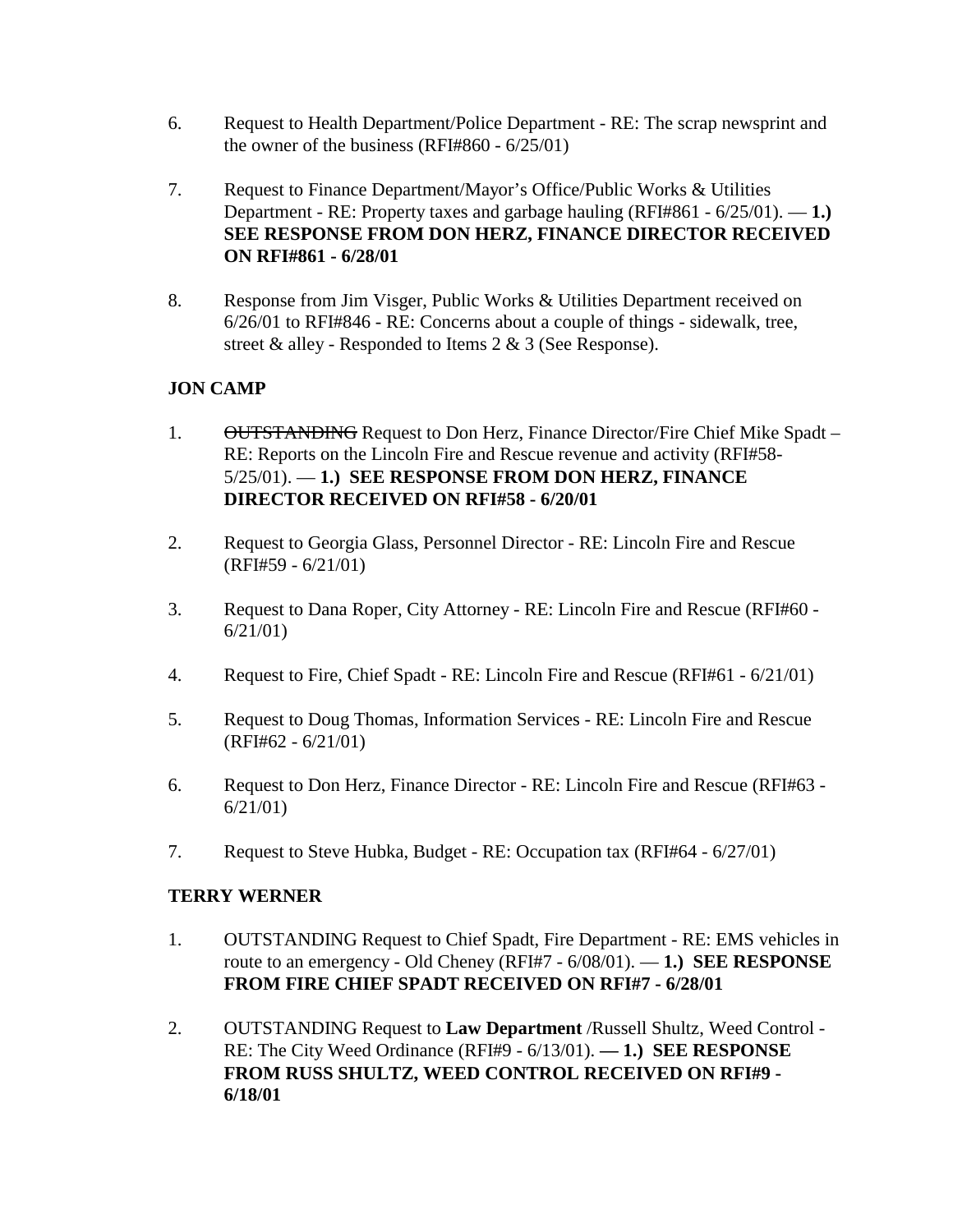6. Request to Health Department/Police Department - RE: The scrap newsprint and the owner of the business (RFI#860 - 6/25/01)

7. Request to Finance Department/Mayor's Office/Public Works & Utilities Department - RE: Property taxes and garbage hauling (RFI#861 - 6/25/01). — **1.) SEE RESPONSE FROM DON HERZ, FINANCE DIRECTOR RECEIVED ON RFI#861 - 6/28/01**

8. Response from Jim Visger, Public Works & Utilities Department received on 6/26/01 to RFI#846 - RE: Concerns about a couple of things - sidewalk, tree, street & alley - Responded to Items 2 & 3 (See Response).

**JON CAMP**

1. ~~OUTSTANDING~~ Request to Don Herz, Finance Director/Fire Chief Mike Spadt – RE: Reports on the Lincoln Fire and Rescue revenue and activity (RFI#58- 5/25/01). — **1.) SEE RESPONSE FROM DON HERZ, FINANCE DIRECTOR RECEIVED ON RFI#58 - 6/20/01**

2. Request to Georgia Glass, Personnel Director - RE: Lincoln Fire and Rescue (RFI#59 - 6/21/01)

3. Request to Dana Roper, City Attorney - RE: Lincoln Fire and Rescue (RFI#60 - 6/21/01)

4. Request to Fire, Chief Spadt - RE: Lincoln Fire and Rescue (RFI#61 - 6/21/01)

5. Request to Doug Thomas, Information Services - RE: Lincoln Fire and Rescue (RFI#62 - 6/21/01)

6. Request to Don Herz, Finance Director - RE: Lincoln Fire and Rescue (RFI#63 - 6/21/01)

7. Request to Steve Hubka, Budget - RE: Occupation tax (RFI#64 - 6/27/01)

**TERRY WERNER**

1. OUTSTANDING Request to Chief Spadt, Fire Department - RE: EMS vehicles in route to an emergency - Old Cheney (RFI#7 - 6/08/01). — **1.) SEE RESPONSE FROM FIRE CHIEF SPADT RECEIVED ON RFI#7 - 6/28/01**

2. OUTSTANDING Request to **Law Department** /Russell Shultz, Weed Control - RE: The City Weed Ordinance (RFI#9 - 6/13/01). **— 1.) SEE RESPONSE FROM RUSS SHULTZ, WEED CONTROL RECEIVED ON RFI#9 - 6/18/01**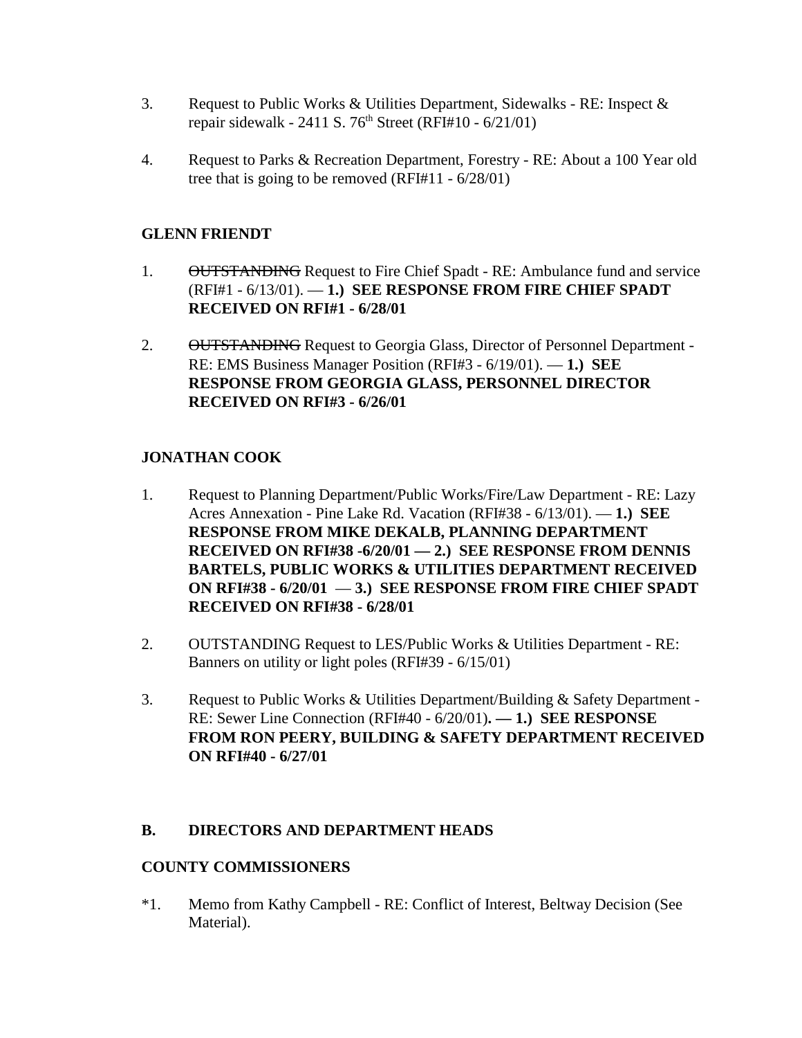3. Request to Public Works & Utilities Department, Sidewalks - RE: Inspect & repair sidewalk - 2411 S. 76th Street (RFI#10 - 6/21/01)

4. Request to Parks & Recreation Department, Forestry - RE: About a 100 Year old tree that is going to be removed (RFI#11 - 6/28/01)

**GLENN FRIENDT**

1. ~~OUTSTANDING~~ Request to Fire Chief Spadt - RE: Ambulance fund and service (RFI#1 - 6/13/01). — **1.) SEE RESPONSE FROM FIRE CHIEF SPADT RECEIVED ON RFI#1 - 6/28/01**

2. ~~OUTSTANDING~~ Request to Georgia Glass, Director of Personnel Department - RE: EMS Business Manager Position (RFI#3 - 6/19/01). — **1.) SEE RESPONSE FROM GEORGIA GLASS, PERSONNEL DIRECTOR RECEIVED ON RFI#3 - 6/26/01**

**JONATHAN COOK**

1. Request to Planning Department/Public Works/Fire/Law Department - RE: Lazy Acres Annexation - Pine Lake Rd. Vacation (RFI#38 - 6/13/01). — **1.) SEE RESPONSE FROM MIKE DEKALB, PLANNING DEPARTMENT RECEIVED ON RFI#38 -6/20/01 — 2.) SEE RESPONSE FROM DENNIS BARTELS, PUBLIC WORKS & UTILITIES DEPARTMENT RECEIVED ON RFI#38 - 6/20/01 — 3.) SEE RESPONSE FROM FIRE CHIEF SPADT RECEIVED ON RFI#38 - 6/28/01**

2. OUTSTANDING Request to LES/Public Works & Utilities Department - RE: Banners on utility or light poles (RFI#39 - 6/15/01)

3. Request to Public Works & Utilities Department/Building & Safety Department - RE: Sewer Line Connection (RFI#40 - 6/20/01)**. — 1.) SEE RESPONSE FROM RON PEERY, BUILDING & SAFETY DEPARTMENT RECEIVED ON RFI#40 - 6/27/01**

## B. DIRECTORS AND DEPARTMENT HEADS

**COUNTY COMMISSIONERS**

*1. Memo from Kathy Campbell - RE: Conflict of Interest, Beltway Decision (See Material).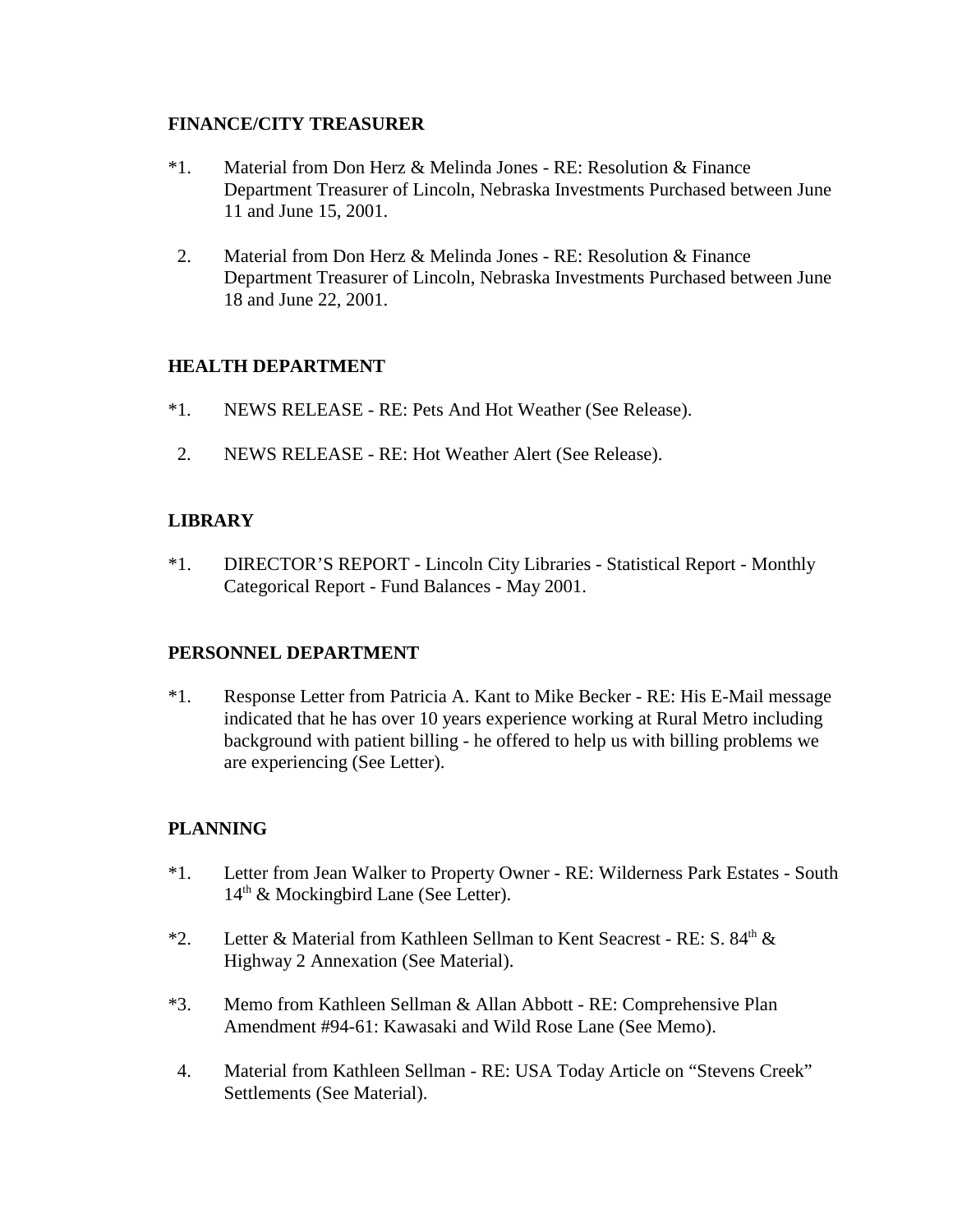**FINANCE/CITY TREASURER**

*1. Material from Don Herz & Melinda Jones - RE: Resolution & Finance Department Treasurer of Lincoln, Nebraska Investments Purchased between June 11 and June 15, 2001.

2. Material from Don Herz & Melinda Jones - RE: Resolution & Finance Department Treasurer of Lincoln, Nebraska Investments Purchased between June 18 and June 22, 2001.

**HEALTH DEPARTMENT**

*1. NEWS RELEASE - RE: Pets And Hot Weather (See Release).

2. NEWS RELEASE - RE: Hot Weather Alert (See Release).

**LIBRARY**

*1. DIRECTOR'S REPORT - Lincoln City Libraries - Statistical Report - Monthly Categorical Report - Fund Balances - May 2001.

**PERSONNEL DEPARTMENT**

*1. Response Letter from Patricia A. Kant to Mike Becker - RE: His E-Mail message indicated that he has over 10 years experience working at Rural Metro including background with patient billing - he offered to help us with billing problems we are experiencing (See Letter).

**PLANNING**

*1. Letter from Jean Walker to Property Owner - RE: Wilderness Park Estates - South 14th & Mockingbird Lane (See Letter).

*2. Letter & Material from Kathleen Sellman to Kent Seacrest - RE: S. 84th & Highway 2 Annexation (See Material).

*3. Memo from Kathleen Sellman & Allan Abbott - RE: Comprehensive Plan Amendment #94-61: Kawasaki and Wild Rose Lane (See Memo).

4. Material from Kathleen Sellman - RE: USA Today Article on "Stevens Creek" Settlements (See Material).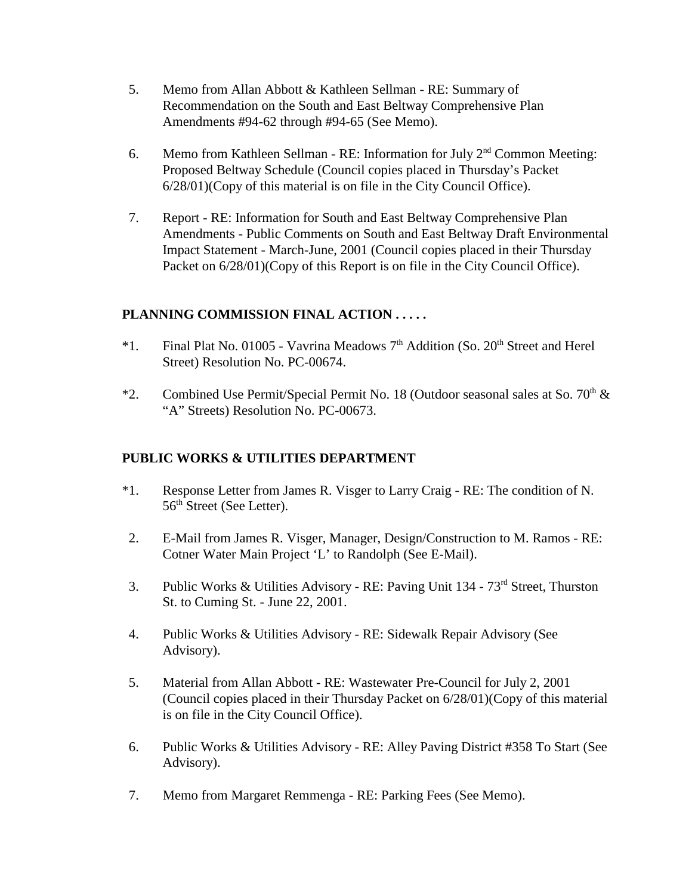5. Memo from Allan Abbott & Kathleen Sellman - RE: Summary of Recommendation on the South and East Beltway Comprehensive Plan Amendments #94-62 through #94-65 (See Memo).

6. Memo from Kathleen Sellman - RE: Information for July 2nd Common Meeting: Proposed Beltway Schedule (Council copies placed in Thursday's Packet 6/28/01)(Copy of this material is on file in the City Council Office).

7. Report - RE: Information for South and East Beltway Comprehensive Plan Amendments - Public Comments on South and East Beltway Draft Environmental Impact Statement - March-June, 2001 (Council copies placed in their Thursday Packet on 6/28/01)(Copy of this Report is on file in the City Council Office).

**PLANNING COMMISSION FINAL ACTION . . . . .**

*1. Final Plat No. 01005 - Vavrina Meadows 7th Addition (So. 20th Street and Herel Street) Resolution No. PC-00674.

*2. Combined Use Permit/Special Permit No. 18 (Outdoor seasonal sales at So. 70th & "A" Streets) Resolution No. PC-00673.

**PUBLIC WORKS & UTILITIES DEPARTMENT**

*1. Response Letter from James R. Visger to Larry Craig - RE: The condition of N. 56th Street (See Letter).

2. E-Mail from James R. Visger, Manager, Design/Construction to M. Ramos - RE: Cotner Water Main Project 'L' to Randolph (See E-Mail).

3. Public Works & Utilities Advisory - RE: Paving Unit 134 - 73rd Street, Thurston St. to Cuming St. - June 22, 2001.

4. Public Works & Utilities Advisory - RE: Sidewalk Repair Advisory (See Advisory).

5. Material from Allan Abbott - RE: Wastewater Pre-Council for July 2, 2001 (Council copies placed in their Thursday Packet on 6/28/01)(Copy of this material is on file in the City Council Office).

6. Public Works & Utilities Advisory - RE: Alley Paving District #358 To Start (See Advisory).

7. Memo from Margaret Remmenga - RE: Parking Fees (See Memo).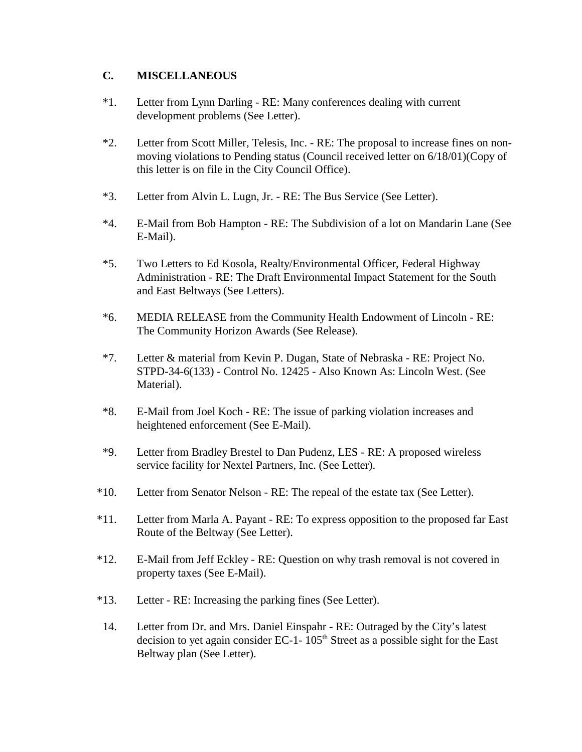## C. MISCELLANEOUS

*1. Letter from Lynn Darling - RE: Many conferences dealing with current development problems (See Letter).

*2. Letter from Scott Miller, Telesis, Inc. - RE: The proposal to increase fines on non-moving violations to Pending status (Council received letter on 6/18/01)(Copy of this letter is on file in the City Council Office).

*3. Letter from Alvin L. Lugn, Jr. - RE: The Bus Service (See Letter).

*4. E-Mail from Bob Hampton - RE: The Subdivision of a lot on Mandarin Lane (See E-Mail).

*5. Two Letters to Ed Kosola, Realty/Environmental Officer, Federal Highway Administration - RE: The Draft Environmental Impact Statement for the South and East Beltways (See Letters).

*6. MEDIA RELEASE from the Community Health Endowment of Lincoln - RE: The Community Horizon Awards (See Release).

*7. Letter & material from Kevin P. Dugan, State of Nebraska - RE: Project No. STPD-34-6(133) - Control No. 12425 - Also Known As: Lincoln West. (See Material).

*8. E-Mail from Joel Koch - RE: The issue of parking violation increases and heightened enforcement (See E-Mail).

*9. Letter from Bradley Brestel to Dan Pudenz, LES - RE: A proposed wireless service facility for Nextel Partners, Inc. (See Letter).

*10. Letter from Senator Nelson - RE: The repeal of the estate tax (See Letter).

*11. Letter from Marla A. Payant - RE: To express opposition to the proposed far East Route of the Beltway (See Letter).

*12. E-Mail from Jeff Eckley - RE: Question on why trash removal is not covered in property taxes (See E-Mail).

*13. Letter - RE: Increasing the parking fines (See Letter).

14. Letter from Dr. and Mrs. Daniel Einspahr - RE: Outraged by the City's latest decision to yet again consider EC-1- 105th Street as a possible sight for the East Beltway plan (See Letter).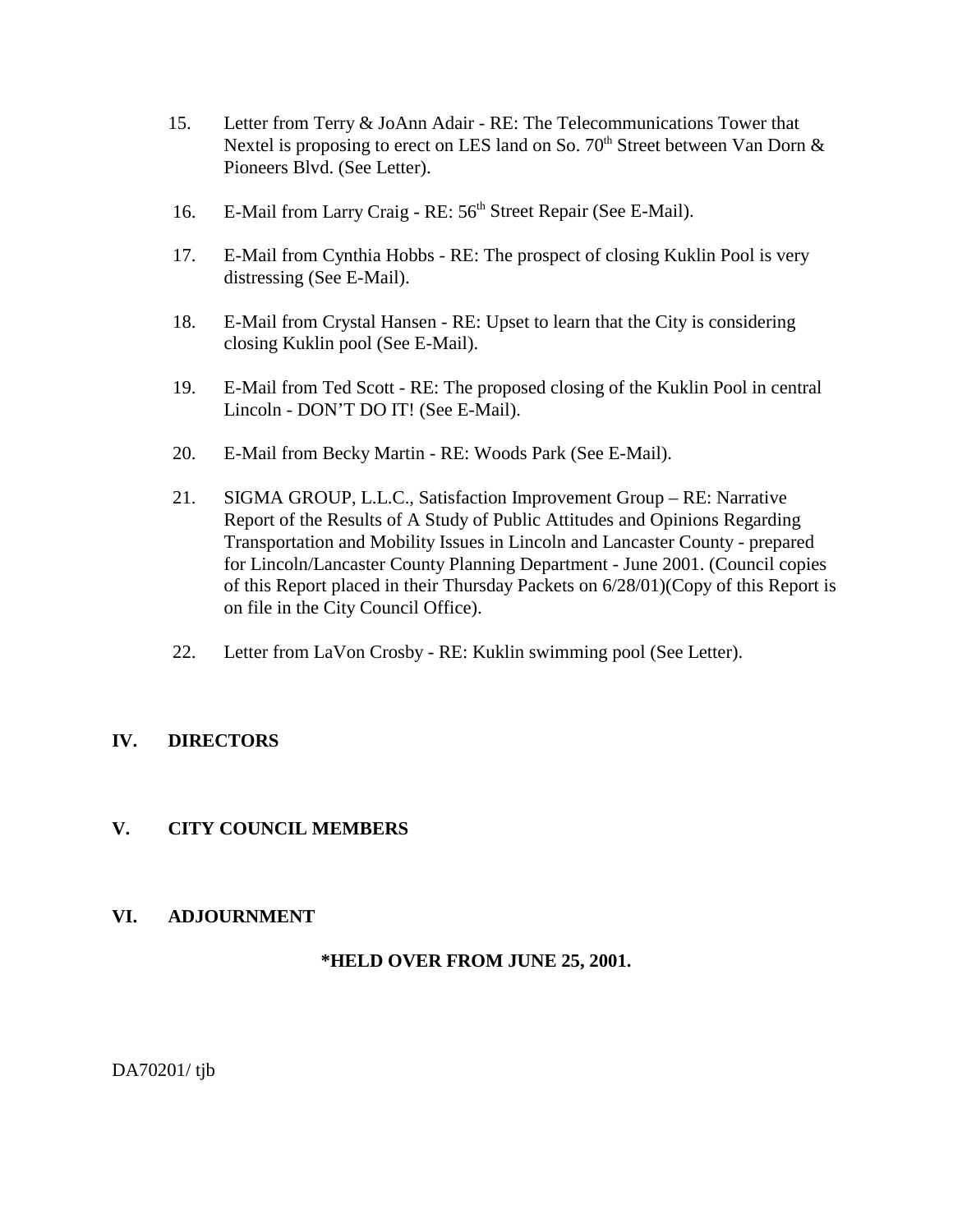15. Letter from Terry & JoAnn Adair - RE: The Telecommunications Tower that Nextel is proposing to erect on LES land on So. 70th Street between Van Dorn & Pioneers Blvd. (See Letter).

16. E-Mail from Larry Craig - RE: 56th Street Repair (See E-Mail).

17. E-Mail from Cynthia Hobbs - RE: The prospect of closing Kuklin Pool is very distressing (See E-Mail).

18. E-Mail from Crystal Hansen - RE: Upset to learn that the City is considering closing Kuklin pool (See E-Mail).

19. E-Mail from Ted Scott - RE: The proposed closing of the Kuklin Pool in central Lincoln - DON'T DO IT! (See E-Mail).

20. E-Mail from Becky Martin - RE: Woods Park (See E-Mail).

21. SIGMA GROUP, L.L.C., Satisfaction Improvement Group – RE: Narrative Report of the Results of A Study of Public Attitudes and Opinions Regarding Transportation and Mobility Issues in Lincoln and Lancaster County - prepared for Lincoln/Lancaster County Planning Department - June 2001. (Council copies of this Report placed in their Thursday Packets on 6/28/01)(Copy of this Report is on file in the City Council Office).

22. Letter from LaVon Crosby - RE: Kuklin swimming pool (See Letter).

## IV. DIRECTORS

## V. CITY COUNCIL MEMBERS

## VI. ADJOURNMENT

**\*HELD OVER FROM JUNE 25, 2001.**

DA70201/ tjb